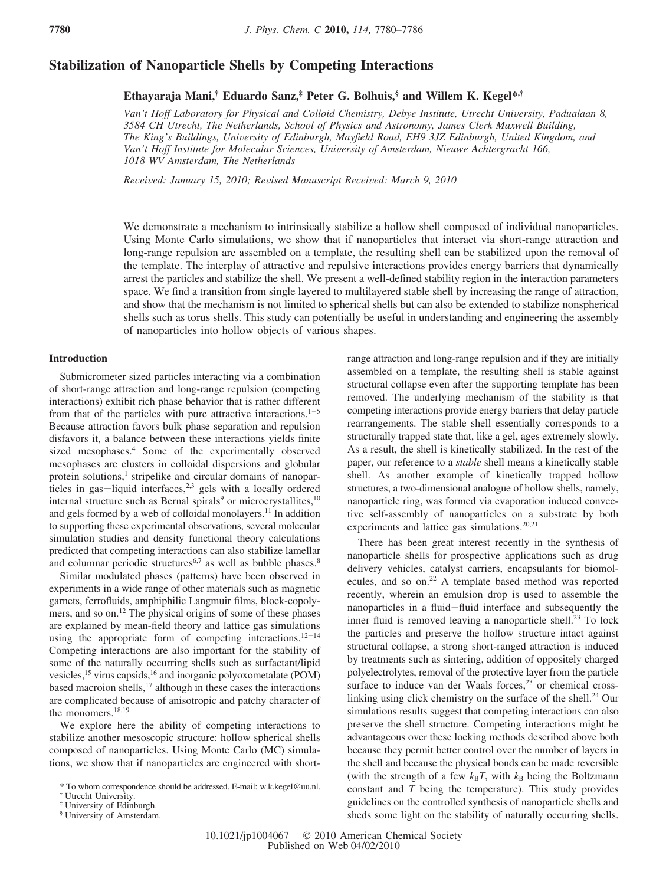# Stabilization of Nanoparticle Shells by Competing Interactions

**Ethayaraja Mani,[†] Eduardo Sanz,[‡] Peter G. Bolhuis,[§] and Willem K. Kegel\*,[†]**

*Van't Hoff Laboratory for Physical and Colloid Chemistry, Debye Institute, Utrecht University, Padualaan 8, 3584 CH Utrecht, The Netherlands, School of Physics and Astronomy, James Clerk Maxwell Building, The King's Buildings, University of Edinburgh, Mayfield Road, EH9 3JZ Edinburgh, United Kingdom, and Van't Hoff Institute for Molecular Sciences, University of Amsterdam, Nieuwe Achtergracht 166, 1018 WV Amsterdam, The Netherlands*

*Received: January 15, 2010; Revised Manuscript Received: March 9, 2010*

We demonstrate a mechanism to intrinsically stabilize a hollow shell composed of individual nanoparticles. Using Monte Carlo simulations, we show that if nanoparticles that interact via short-range attraction and long-range repulsion are assembled on a template, the resulting shell can be stabilized upon the removal of the template. The interplay of attractive and repulsive interactions provides energy barriers that dynamically arrest the particles and stabilize the shell. We present a well-defined stability region in the interaction parameters space. We find a transition from single layered to multilayered stable shell by increasing the range of attraction, and show that the mechanism is not limited to spherical shells but can also be extended to stabilize nonspherical shells such as torus shells. This study can potentially be useful in understanding and engineering the assembly of nanoparticles into hollow objects of various shapes.

## Introduction

Submicrometer sized particles interacting via a combination of short-range attraction and long-range repulsion (competing interactions) exhibit rich phase behavior that is rather different from that of the particles with pure attractive interactions.[1−5] Because attraction favors bulk phase separation and repulsion disfavors it, a balance between these interactions yields finite sized mesophases.[4] Some of the experimentally observed mesophases are clusters in colloidal dispersions and globular protein solutions,[1] stripelike and circular domains of nanoparticles in gas−liquid interfaces,[2,3] gels with a locally ordered internal structure such as Bernal spirals[9] or microcrystallites,[10] and gels formed by a web of colloidal monolayers.[11] In addition to supporting these experimental observations, several molecular simulation studies and density functional theory calculations predicted that competing interactions can also stabilize lamellar and columnar periodic structures[6,7] as well as bubble phases.[8]

Similar modulated phases (patterns) have been observed in experiments in a wide range of other materials such as magnetic garnets, ferrofluids, amphiphilic Langmuir films, block-copolymers, and so on.[12] The physical origins of some of these phases are explained by mean-field theory and lattice gas simulations using the appropriate form of competing interactions.[12−14] Competing interactions are also important for the stability of some of the naturally occurring shells such as surfactant/lipid vesicles,[15] virus capsids,[16] and inorganic polyoxometalate (POM) based macroion shells,[17] although in these cases the interactions are complicated because of anisotropic and patchy character of the monomers.[18,19]

We explore here the ability of competing interactions to stabilize another mesoscopic structure: hollow spherical shells composed of nanoparticles. Using Monte Carlo (MC) simulations, we show that if nanoparticles are engineered with short-range attraction and long-range repulsion and if they are initially assembled on a template, the resulting shell is stable against structural collapse even after the supporting template has been removed. The underlying mechanism of the stability is that competing interactions provide energy barriers that delay particle rearrangements. The stable shell essentially corresponds to a structurally trapped state that, like a gel, ages extremely slowly. As a result, the shell is kinetically stabilized. In the rest of the paper, our reference to a *stable* shell means a kinetically stable shell. As another example of kinetically trapped hollow structures, a two-dimensional analogue of hollow shells, namely, nanoparticle ring, was formed via evaporation induced convective self-assembly of nanoparticles on a substrate by both experiments and lattice gas simulations.[20,21]

There has been great interest recently in the synthesis of nanoparticle shells for prospective applications such as drug delivery vehicles, catalyst carriers, encapsulants for biomolecules, and so on.[22] A template based method was reported recently, wherein an emulsion drop is used to assemble the nanoparticles in a fluid−fluid interface and subsequently the inner fluid is removed leaving a nanoparticle shell.[23] To lock the particles and preserve the hollow structure intact against structural collapse, a strong short-ranged attraction is induced by treatments such as sintering, addition of oppositely charged polyelectrolytes, removal of the protective layer from the particle surface to induce van der Waals forces,[23] or chemical cross-linking using click chemistry on the surface of the shell.[24] Our simulations results suggest that competing interactions can also preserve the shell structure. Competing interactions might be advantageous over these locking methods described above both because they permit better control over the number of layers in the shell and because the physical bonds can be made reversible (with the strength of a few $k_BT$, with $k_B$ being the Boltzmann constant and $T$ being the temperature). This study provides guidelines on the controlled synthesis of nanoparticle shells and sheds some light on the stability of naturally occurring shells.

\* To whom correspondence should be addressed. E-mail: w.k.kegel@uu.nl.
[†] Utrecht University.
[‡] University of Edinburgh.
[§] University of Amsterdam.

10.1021/jp1004067 © 2010 American Chemical Society
Published on Web 04/02/2010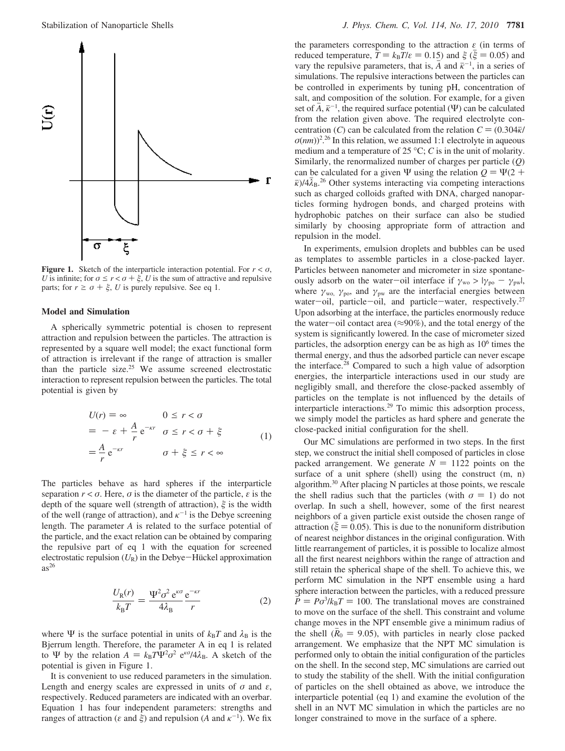**Figure 1.** Sketch of the interparticle interaction potential. For $r < \sigma$, $U$ is infinite; for $\sigma \leq r < \sigma + \xi$, $U$ is the sum of attractive and repulsive parts; for $r \geq \sigma + \xi$, $U$ is purely repulsive. See eq 1.

## Model and Simulation

A spherically symmetric potential is chosen to represent attraction and repulsion between the particles. The attraction is represented by a square well model; the exact functional form of attraction is irrelevant if the range of attraction is smaller than the particle size.[25] We assume screened electrostatic interaction to represent repulsion between the particles. The total potential is given by

$$
\begin{aligned}
U(r) &= \infty & 0 \leq r < \sigma \\
&= -\varepsilon + \frac{A}{r}e^{-\kappa r} & \sigma \leq r < \sigma + \xi \\
&= \frac{A}{r}e^{-\kappa r} & \sigma + \xi \leq r < \infty
\end{aligned}
\tag{1}
$$

The particles behave as hard spheres if the interparticle separation $r < \sigma$. Here, $\sigma$ is the diameter of the particle, $\varepsilon$ is the depth of the square well (strength of attraction), $\xi$ is the width of the well (range of attraction), and $\kappa^{-1}$ is the Debye screening length. The parameter $A$ is related to the surface potential of the particle, and the exact relation can be obtained by comparing the repulsive part of eq 1 with the equation for screened electrostatic repulsion ($U_R$) in the Debye–Hückel approximation as[26]

$$
\frac{U_R(r)}{k_B T} = \frac{\Psi^2 \sigma^2 e^{\kappa\sigma}}{4\lambda_B}\frac{e^{-\kappa r}}{r} \tag{2}
$$

where $\Psi$ is the surface potential in units of $k_B T$ and $\lambda_B$ is the Bjerrum length. Therefore, the parameter A in eq 1 is related to $\Psi$ by the relation $A = k_B T \Psi^2 \sigma^2 e^{\kappa\sigma}/4\lambda_B$. A sketch of the potential is given in Figure 1.

It is convenient to use reduced parameters in the simulation. Length and energy scales are expressed in units of $\sigma$ and $\varepsilon$, respectively. Reduced parameters are indicated with an overbar. Equation 1 has four independent parameters: strengths and ranges of attraction ($\varepsilon$ and $\xi$) and repulsion ($A$ and $\kappa^{-1}$). We fix the parameters corresponding to the attraction $\varepsilon$ (in terms of reduced temperature, $\bar{T} = k_B T/\varepsilon = 0.15$) and $\xi$ ($\bar{\xi} = 0.05$) and vary the repulsive parameters, that is, $\bar{A}$ and $\bar{\kappa}^{-1}$, in a series of simulations. The repulsive interactions between the particles can be controlled in experiments by tuning pH, concentration of salt, and composition of the solution. For example, for a given set of $\bar{A}$, $\bar{\kappa}^{-1}$, the required surface potential ($\Psi$) can be calculated from the relation given above. The required electrolyte concentration ($C$) can be calculated from the relation $C = (0.304\bar{\kappa}/\sigma(nm))^2$.[26] In this relation, we assumed 1:1 electrolyte in aqueous medium and a temperature of 25 °C; $C$ is in the unit of molarity. Similarly, the renormalized number of charges per particle ($Q$) can be calculated for a given $\Psi$ using the relation $Q = \Psi(2 + \bar{\kappa})/4\bar{\lambda}_B$.[26] Other systems interacting via competing interactions such as charged colloids grafted with DNA, charged nanoparticles forming hydrogen bonds, and charged proteins with hydrophobic patches on their surface can also be studied similarly by choosing appropriate form of attraction and repulsion in the model.

In experiments, emulsion droplets and bubbles can be used as templates to assemble particles in a close-packed layer. Particles between nanometer and micrometer in size spontaneously adsorb on the water–oil interface if $\gamma_{wo} > |\gamma_{po} - \gamma_{pw}|$, where $\gamma_{wo}$, $\gamma_{po}$, and $\gamma_{pw}$ are the interfacial energies between water–oil, particle–oil, and particle–water, respectively.[27] Upon adsorbing at the interface, the particles enormously reduce the water–oil contact area (≈90%), and the total energy of the system is significantly lowered. In the case of micrometer sized particles, the adsorption energy can be as high as $10^6$ times the thermal energy, and thus the adsorbed particle can never escape the interface.[28] Compared to such a high value of adsorption energies, the interparticle interactions used in our study are negligibly small, and therefore the close-packed assembly of particles on the template is not influenced by the details of interparticle interactions.[29] To mimic this adsorption process, we simply model the particles as hard sphere and generate the close-packed initial configuration for the shell.

Our MC simulations are performed in two steps. In the first step, we construct the initial shell composed of particles in close packed arrangement. We generate $N = 1122$ points on the surface of a unit sphere (shell) using the construct (m, n) algorithm.[30] After placing N particles at those points, we rescale the shell radius such that the particles (with $\sigma = 1$) do not overlap. In such a shell, however, some of the first nearest neighbors of a given particle exist outside the chosen range of attraction ($\bar{\xi} = 0.05$). This is due to the nonuniform distribution of nearest neighbor distances in the original configuration. With little rearrangement of particles, it is possible to localize almost all the first nearest neighbors within the range of attraction and still retain the spherical shape of the shell. To achieve this, we perform MC simulation in the NPT ensemble using a hard sphere interaction between the particles, with a reduced pressure $\bar{P} = P\sigma^3/k_B T = 100$. The translational moves are constrained to move on the surface of the shell. This constraint and volume change moves in the NPT ensemble give a minimum radius of the shell ($\bar{R}_0 = 9.05$), with particles in nearly close packed arrangement. We emphasize that the NPT MC simulation is performed only to obtain the initial configuration of the particles on the shell. In the second step, MC simulations are carried out to study the stability of the shell. With the initial configuration of particles on the shell obtained as above, we introduce the interparticle potential (eq 1) and examine the evolution of the shell in an NVT MC simulation in which the particles are no longer constrained to move in the surface of a sphere.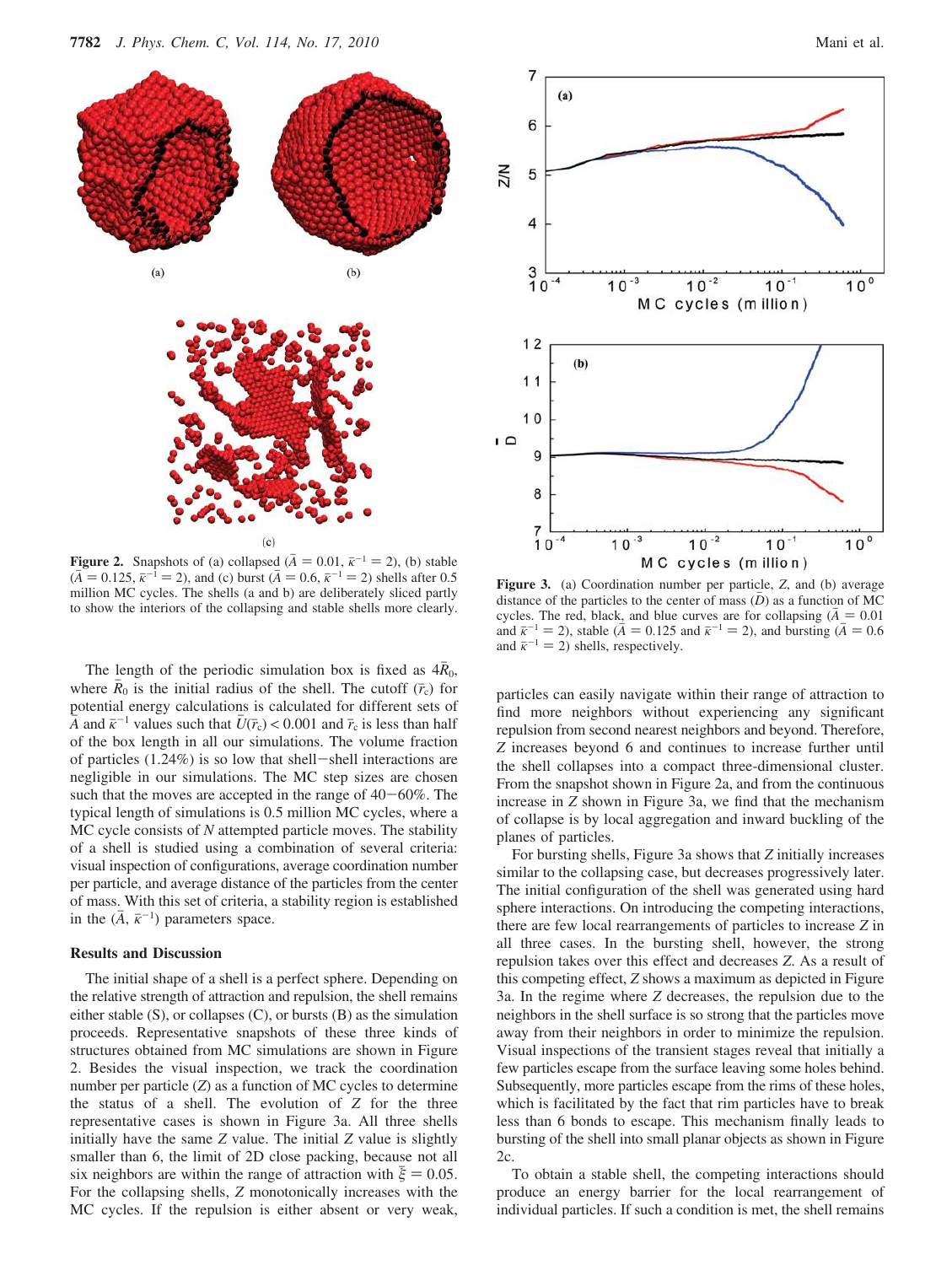**Figure 2.** Snapshots of (a) collapsed ($\bar{A} = 0.01$, $\bar{\kappa}^{-1} = 2$), (b) stable ($\bar{A} = 0.125$, $\bar{\kappa}^{-1} = 2$), and (c) burst ($\bar{A} = 0.6$, $\bar{\kappa}^{-1} = 2$) shells after 0.5 million MC cycles. The shells (a and b) are deliberately sliced partly to show the interiors of the collapsing and stable shells more clearly.

**Figure 3.** (a) Coordination number per particle, $Z$, and (b) average distance of the particles to the center of mass ($\bar{D}$) as a function of MC cycles. The red, black, and blue curves are for collapsing ($\bar{A} = 0.01$ and $\bar{\kappa}^{-1} = 2$), stable ($\bar{A} = 0.125$ and $\bar{\kappa}^{-1} = 2$), and bursting ($\bar{A} = 0.6$ and $\bar{\kappa}^{-1} = 2$) shells, respectively.

The length of the periodic simulation box is fixed as $4\bar{R}_0$, where $\bar{R}_0$ is the initial radius of the shell. The cutoff ($\bar{r}_c$) for potential energy calculations is calculated for different sets of $\bar{A}$ and $\bar{\kappa}^{-1}$ values such that $\bar{U}(\bar{r}_c) < 0.001$ and $\bar{r}_c$ is less than half of the box length in all our simulations. The volume fraction of particles (1.24%) is so low that shell−shell interactions are negligible in our simulations. The MC step sizes are chosen such that the moves are accepted in the range of 40−60%. The typical length of simulations is 0.5 million MC cycles, where a MC cycle consists of $N$ attempted particle moves. The stability of a shell is studied using a combination of several criteria: visual inspection of configurations, average coordination number per particle, and average distance of the particles from the center of mass. With this set of criteria, a stability region is established in the ($\bar{A}$, $\bar{\kappa}^{-1}$) parameters space.

## Results and Discussion

The initial shape of a shell is a perfect sphere. Depending on the relative strength of attraction and repulsion, the shell remains either stable (S), or collapses (C), or bursts (B) as the simulation proceeds. Representative snapshots of these three kinds of structures obtained from MC simulations are shown in Figure 2. Besides the visual inspection, we track the coordination number per particle ($Z$) as a function of MC cycles to determine the status of a shell. The evolution of $Z$ for the three representative cases is shown in Figure 3a. All three shells initially have the same $Z$ value. The initial $Z$ value is slightly smaller than 6, the limit of 2D close packing, because not all six neighbors are within the range of attraction with $\bar{\xi} = 0.05$. For the collapsing shells, $Z$ monotonically increases with the MC cycles. If the repulsion is either absent or very weak, particles can easily navigate within their range of attraction to find more neighbors without experiencing any significant repulsion from second nearest neighbors and beyond. Therefore, $Z$ increases beyond 6 and continues to increase further until the shell collapses into a compact three-dimensional cluster. From the snapshot shown in Figure 2a, and from the continuous increase in $Z$ shown in Figure 3a, we find that the mechanism of collapse is by local aggregation and inward buckling of the planes of particles.

For bursting shells, Figure 3a shows that $Z$ initially increases similar to the collapsing case, but decreases progressively later. The initial configuration of the shell was generated using hard sphere interactions. On introducing the competing interactions, there are few local rearrangements of particles to increase $Z$ in all three cases. In the bursting shell, however, the strong repulsion takes over this effect and decreases $Z$. As a result of this competing effect, $Z$ shows a maximum as depicted in Figure 3a. In the regime where $Z$ decreases, the repulsion due to the neighbors in the shell surface is so strong that the particles move away from their neighbors in order to minimize the repulsion. Visual inspections of the transient stages reveal that initially a few particles escape from the surface leaving some holes behind. Subsequently, more particles escape from the rims of these holes, which is facilitated by the fact that rim particles have to break less than 6 bonds to escape. This mechanism finally leads to bursting of the shell into small planar objects as shown in Figure 2c.

To obtain a stable shell, the competing interactions should produce an energy barrier for the local rearrangement of individual particles. If such a condition is met, the shell remains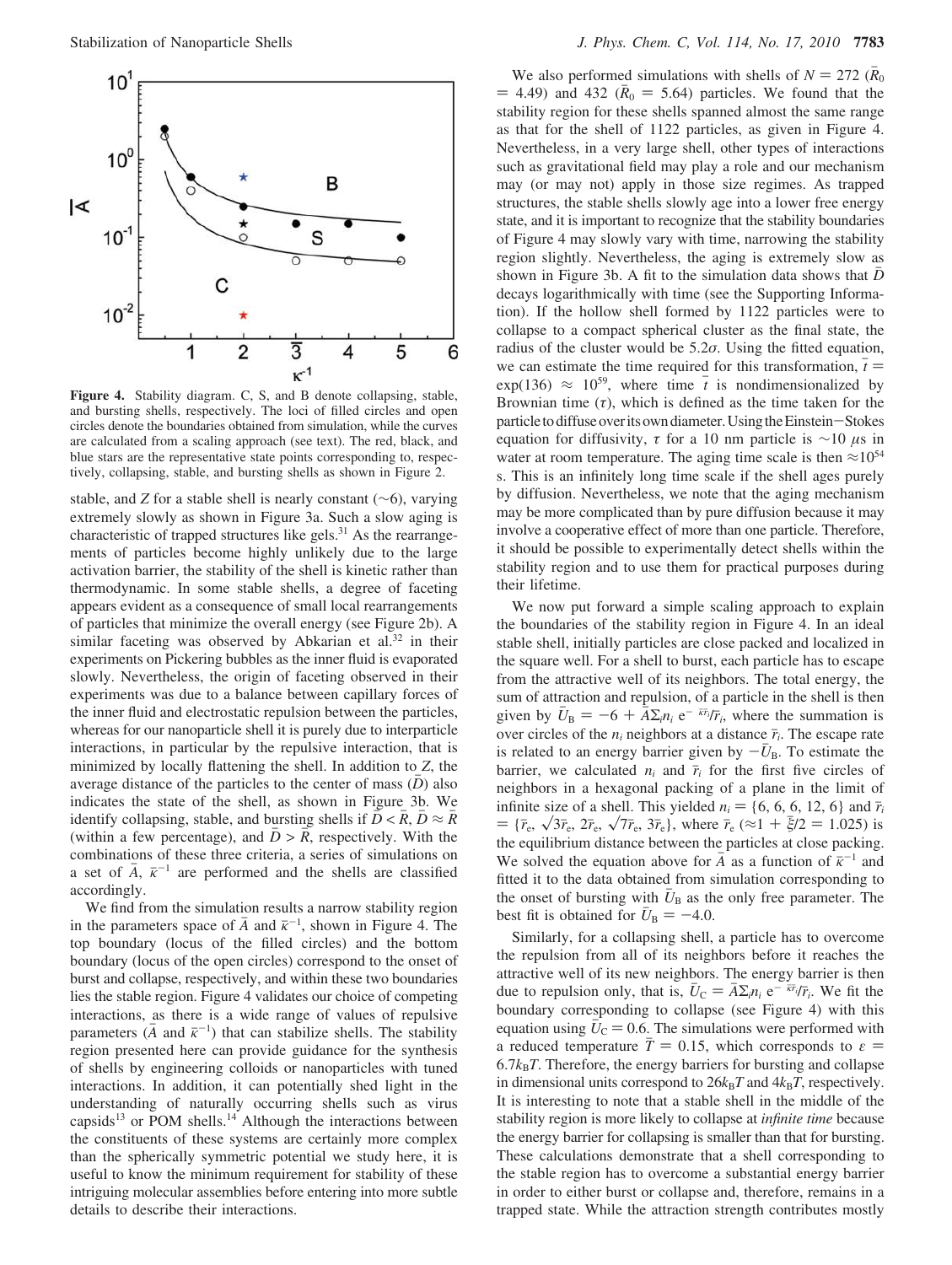**Figure 4.** Stability diagram. C, S, and B denote collapsing, stable, and bursting shells, respectively. The loci of filled circles and open circles denote the boundaries obtained from simulation, while the curves are calculated from a scaling approach (see text). The red, black, and blue stars are the representative state points corresponding to, respectively, collapsing, stable, and bursting shells as shown in Figure 2.

stable, and $Z$ for a stable shell is nearly constant (~6), varying extremely slowly as shown in Figure 3a. Such a slow aging is characteristic of trapped structures like gels.[31] As the rearrangements of particles become highly unlikely due to the large activation barrier, the stability of the shell is kinetic rather than thermodynamic. In some stable shells, a degree of faceting appears evident as a consequence of small local rearrangements of particles that minimize the overall energy (see Figure 2b). A similar faceting was observed by Abkarian et al.[32] in their experiments on Pickering bubbles as the inner fluid is evaporated slowly. Nevertheless, the origin of faceting observed in their experiments was due to a balance between capillary forces of the inner fluid and electrostatic repulsion between the particles, whereas for our nanoparticle shell it is purely due to interparticle interactions, in particular by the repulsive interaction, that is minimized by locally flattening the shell. In addition to $Z$, the average distance of the particles to the center of mass ($\bar{D}$) also indicates the state of the shell, as shown in Figure 3b. We identify collapsing, stable, and bursting shells if $\bar{D} < \bar{R}$, $\bar{D} \approx \bar{R}$ (within a few percentage), and $\bar{D} > \bar{R}$, respectively. With the combinations of these three criteria, a series of simulations on a set of $\bar{A}$, $\bar{\kappa}^{-1}$ are performed and the shells are classified accordingly.

We find from the simulation results a narrow stability region in the parameters space of $\bar{A}$ and $\bar{\kappa}^{-1}$, shown in Figure 4. The top boundary (locus of the filled circles) and the bottom boundary (locus of the open circles) correspond to the onset of burst and collapse, respectively, and within these two boundaries lies the stable region. Figure 4 validates our choice of competing interactions, as there is a wide range of values of repulsive parameters ($\bar{A}$ and $\bar{\kappa}^{-1}$) that can stabilize shells. The stability region presented here can provide guidance for the synthesis of shells by engineering colloids or nanoparticles with tuned interactions. In addition, it can potentially shed light in the understanding of naturally occurring shells such as virus capsids[13] or POM shells.[14] Although the interactions between the constituents of these systems are certainly more complex than the spherically symmetric potential we study here, it is useful to know the minimum requirement for stability of these intriguing molecular assemblies before entering into more subtle details to describe their interactions.

We also performed simulations with shells of $N = 272$ ($\bar{R}_0 = 4.49$) and 432 ($\bar{R}_0 = 5.64$) particles. We found that the stability region for these shells spanned almost the same range as that for the shell of 1122 particles, as given in Figure 4. Nevertheless, in a very large shell, other types of interactions such as gravitational field may play a role and our mechanism may (or may not) apply in those size regimes. As trapped structures, the stable shells slowly age into a lower free energy state, and it is important to recognize that the stability boundaries of Figure 4 may slowly vary with time, narrowing the stability region slightly. Nevertheless, the aging is extremely slow as shown in Figure 3b. A fit to the simulation data shows that $\bar{D}$ decays logarithmically with time (see the Supporting Information). If the hollow shell formed by 1122 particles were to collapse to a compact spherical cluster as the final state, the radius of the cluster would be $5.2\sigma$. Using the fitted equation, we can estimate the time required for this transformation, $\bar{t} = \exp(136) \approx 10^{59}$, where time $\bar{t}$ is nondimensionalized by Brownian time ($\tau$), which is defined as the time taken for the particle to diffuse over its own diameter. Using the Einstein–Stokes equation for diffusivity, $\tau$ for a 10 nm particle is ~10 $\mu$s in water at room temperature. The aging time scale is then $\approx 10^{54}$ s. This is an infinitely long time scale if the shell ages purely by diffusion. Nevertheless, we note that the aging mechanism may be more complicated than by pure diffusion because it may involve a cooperative effect of more than one particle. Therefore, it should be possible to experimentally detect shells within the stability region and to use them for practical purposes during their lifetime.

We now put forward a simple scaling approach to explain the boundaries of the stability region in Figure 4. In an ideal stable shell, initially particles are close packed and localized in the square well. For a shell to burst, each particle has to escape from the attractive well of its neighbors. The total energy, the sum of attraction and repulsion, of a particle in the shell is then given by $\bar{U}_B = -6 + \bar{A}\Sigma_i n_i\, e^{-\bar{\kappa}\bar{r}_i}/\bar{r}_i$, where the summation is over circles of the $n_i$ neighbors at a distance $\bar{r}_i$. The escape rate is related to an energy barrier given by $-\bar{U}_B$. To estimate the barrier, we calculated $n_i$ and $\bar{r}_i$ for the first five circles of neighbors in a hexagonal packing of a plane in the limit of infinite size of a shell. This yielded $n_i = \{6, 6, 6, 12, 6\}$ and $\bar{r}_i = \{\bar{r}_e, \sqrt{3}\bar{r}_e, 2\bar{r}_e, \sqrt{7}\bar{r}_e, 3\bar{r}_e\}$, where $\bar{r}_e$ ($\approx 1 + \bar{\xi}/2 = 1.025$) is the equilibrium distance between the particles at close packing. We solved the equation above for $\bar{A}$ as a function of $\bar{\kappa}^{-1}$ and fitted it to the data obtained from simulation corresponding to the onset of bursting with $\bar{U}_B$ as the only free parameter. The best fit is obtained for $\bar{U}_B = -4.0$.

Similarly, for a collapsing shell, a particle has to overcome the repulsion from all of its neighbors before it reaches the attractive well of its new neighbors. The energy barrier is then due to repulsion only, that is, $\bar{U}_C = \bar{A}\Sigma_i n_i\, e^{-\bar{\kappa}\bar{r}_i}/\bar{r}_i$. We fit the boundary corresponding to collapse (see Figure 4) with this equation using $\bar{U}_C = 0.6$. The simulations were performed with a reduced temperature $\bar{T} = 0.15$, which corresponds to $\varepsilon = 6.7k_BT$. Therefore, the energy barriers for bursting and collapse in dimensional units correspond to $26k_BT$ and $4k_BT$, respectively. It is interesting to note that a stable shell in the middle of the stability region is more likely to collapse at *infinite time* because the energy barrier for collapsing is smaller than that for bursting. These calculations demonstrate that a shell corresponding to the stable region has to overcome a substantial energy barrier in order to either burst or collapse and, therefore, remains in a trapped state. While the attraction strength contributes mostly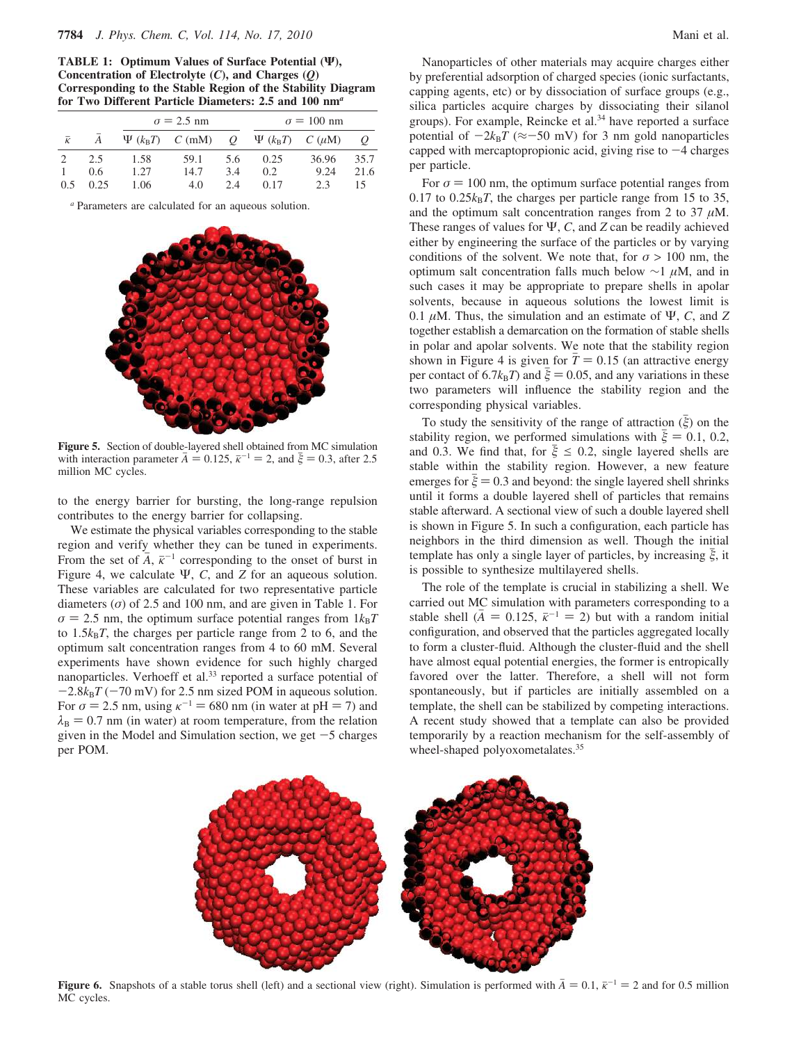**TABLE 1: Optimum Values of Surface Potential (Ψ), Concentration of Electrolyte (C), and Charges (Q) Corresponding to the Stable Region of the Stability Diagram for Two Different Particle Diameters: 2.5 and 100 nm**[a]

| | | $\sigma = 2.5$ nm | | | $\sigma = 100$ nm | | |
|---|---|---|---|---|---|---|---|
| $\bar{\kappa}$ | $\bar{A}$ | $\Psi$ ($k_BT$) | $C$ (mM) | $Q$ | $\Psi$ ($k_BT$) | $C$ ($\mu$M) | $Q$ |
| 2 | 2.5 | 1.58 | 59.1 | 5.6 | 0.25 | 36.96 | 35.7 |
| 1 | 0.6 | 1.27 | 14.7 | 3.4 | 0.2 | 9.24 | 21.6 |
| 0.5 | 0.25 | 1.06 | 4.0 | 2.4 | 0.17 | 2.3 | 15 |

[a] Parameters are calculated for an aqueous solution.

**Figure 5.** Section of double-layered shell obtained from MC simulation with interaction parameter $\bar{A} = 0.125$, $\bar{\kappa}^{-1} = 2$, and $\bar{\xi} = 0.3$, after 2.5 million MC cycles.

to the energy barrier for bursting, the long-range repulsion contributes to the energy barrier for collapsing.

We estimate the physical variables corresponding to the stable region and verify whether they can be tuned in experiments. From the set of $\bar{A}$, $\bar{\kappa}^{-1}$ corresponding to the onset of burst in Figure 4, we calculate Ψ, C, and Z for an aqueous solution. These variables are calculated for two representative particle diameters ($\sigma$) of 2.5 and 100 nm, and are given in Table 1. For $\sigma = 2.5$ nm, the optimum surface potential ranges from $1k_BT$ to $1.5k_BT$, the charges per particle range from 2 to 6, and the optimum salt concentration ranges from 4 to 60 mM. Several experiments have shown evidence for such highly charged nanoparticles. Verhoeff et al.[33] reported a surface potential of $-2.8k_BT$ (−70 mV) for 2.5 nm sized POM in aqueous solution. For $\sigma = 2.5$ nm, using $\kappa^{-1} = 680$ nm (in water at pH = 7) and $\lambda_B = 0.7$ nm (in water) at room temperature, from the relation given in the Model and Simulation section, we get −5 charges per POM.

Nanoparticles of other materials may acquire charges either by preferential adsorption of charged species (ionic surfactants, capping agents, etc) or by dissociation of surface groups (e.g., silica particles acquire charges by dissociating their silanol groups). For example, Reincke et al.[34] have reported a surface potential of $-2k_BT$ (≈−50 mV) for 3 nm gold nanoparticles capped with mercaptopropionic acid, giving rise to −4 charges per particle.

For $\sigma = 100$ nm, the optimum surface potential ranges from 0.17 to $0.25k_BT$, the charges per particle range from 15 to 35, and the optimum salt concentration ranges from 2 to 37 $\mu$M. These ranges of values for Ψ, C, and Z can be readily achieved either by engineering the surface of the particles or by varying conditions of the solvent. We note that, for $\sigma > 100$ nm, the optimum salt concentration falls much below ∼1 $\mu$M, and in such cases it may be appropriate to prepare shells in apolar solvents, because in aqueous solutions the lowest limit is 0.1 $\mu$M. Thus, the simulation and an estimate of Ψ, C, and Z together establish a demarcation on the formation of stable shells in polar and apolar solvents. We note that the stability region shown in Figure 4 is given for $\bar{T} = 0.15$ (an attractive energy per contact of $6.7k_BT$) and $\bar{\xi} = 0.05$, and any variations in these two parameters will influence the stability region and the corresponding physical variables.

To study the sensitivity of the range of attraction ($\bar{\xi}$) on the stability region, we performed simulations with $\bar{\xi} = 0.1$, 0.2, and 0.3. We find that, for $\bar{\xi} \leq 0.2$, single layered shells are stable within the stability region. However, a new feature emerges for $\bar{\xi} = 0.3$ and beyond: the single layered shell shrinks until it forms a double layered shell of particles that remains stable afterward. A sectional view of such a double layered shell is shown in Figure 5. In such a configuration, each particle has neighbors in the third dimension as well. Though the initial template has only a single layer of particles, by increasing $\bar{\xi}$, it is possible to synthesize multilayered shells.

The role of the template is crucial in stabilizing a shell. We carried out MC simulation with parameters corresponding to a stable shell ($\bar{A} = 0.125$, $\bar{\kappa}^{-1} = 2$) but with a random initial configuration, and observed that the particles aggregated locally to form a cluster-fluid. Although the cluster-fluid and the shell have almost equal potential energies, the former is entropically favored over the latter. Therefore, a shell will not form spontaneously, but if particles are initially assembled on a template, the shell can be stabilized by competing interactions. A recent study showed that a template can also be provided temporarily by a reaction mechanism for the self-assembly of wheel-shaped polyoxometalates.[35]

**Figure 6.** Snapshots of a stable torus shell (left) and a sectional view (right). Simulation is performed with $\bar{A} = 0.1$, $\bar{\kappa}^{-1} = 2$ and for 0.5 million MC cycles.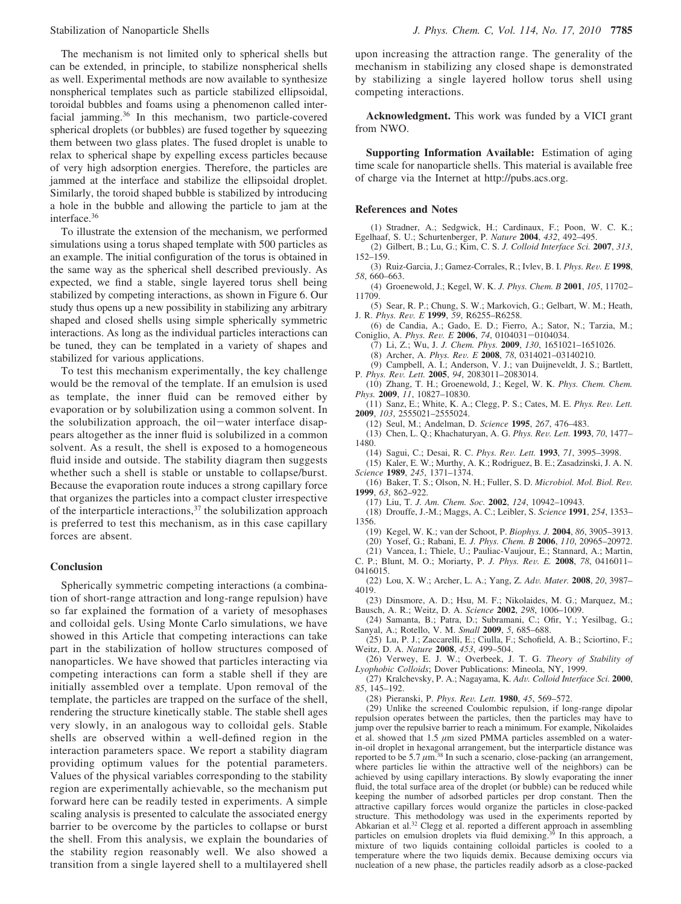The mechanism is not limited only to spherical shells but can be extended, in principle, to stabilize nonspherical shells as well. Experimental methods are now available to synthesize nonspherical templates such as particle stabilized ellipsoidal, toroidal bubbles and foams using a phenomenon called interfacial jamming.[36] In this mechanism, two particle-covered spherical droplets (or bubbles) are fused together by squeezing them between two glass plates. The fused droplet is unable to relax to spherical shape by expelling excess particles because of very high adsorption energies. Therefore, the particles are jammed at the interface and stabilize the ellipsoidal droplet. Similarly, the toroid shaped bubble is stabilized by introducing a hole in the bubble and allowing the particle to jam at the interface.[36]

To illustrate the extension of the mechanism, we performed simulations using a torus shaped template with 500 particles as an example. The initial configuration of the torus is obtained in the same way as the spherical shell described previously. As expected, we find a stable, single layered torus shell being stabilized by competing interactions, as shown in Figure 6. Our study thus opens up a new possibility in stabilizing any arbitrary shaped and closed shells using simple spherically symmetric interactions. As long as the individual particles interactions can be tuned, they can be templated in a variety of shapes and stabilized for various applications.

To test this mechanism experimentally, the key challenge would be the removal of the template. If an emulsion is used as template, the inner fluid can be removed either by evaporation or by solubilization using a common solvent. In the solubilization approach, the oil−water interface disappears altogether as the inner fluid is solubilized in a common solvent. As a result, the shell is exposed to a homogeneous fluid inside and outside. The stability diagram then suggests whether such a shell is stable or unstable to collapse/burst. Because the evaporation route induces a strong capillary force that organizes the particles into a compact cluster irrespective of the interparticle interactions,[37] the solubilization approach is preferred to test this mechanism, as in this case capillary forces are absent.

## Conclusion

Spherically symmetric competing interactions (a combination of short-range attraction and long-range repulsion) have so far explained the formation of a variety of mesophases and colloidal gels. Using Monte Carlo simulations, we have showed in this Article that competing interactions can take part in the stabilization of hollow structures composed of nanoparticles. We have showed that particles interacting via competing interactions can form a stable shell if they are initially assembled over a template. Upon removal of the template, the particles are trapped on the surface of the shell, rendering the structure kinetically stable. The stable shell ages very slowly, in an analogous way to colloidal gels. Stable shells are observed within a well-defined region in the interaction parameters space. We report a stability diagram providing optimum values for the potential parameters. Values of the physical variables corresponding to the stability region are experimentally achievable, so the mechanism put forward here can be readily tested in experiments. A simple scaling analysis is presented to calculate the associated energy barrier to be overcome by the particles to collapse or burst the shell. From this analysis, we explain the boundaries of the stability region reasonably well. We also showed a transition from a single layered shell to a multilayered shell upon increasing the attraction range. The generality of the mechanism in stabilizing any closed shape is demonstrated by stabilizing a single layered hollow torus shell using competing interactions.

**Acknowledgment.** This work was funded by a VICI grant from NWO.

**Supporting Information Available:** Estimation of aging time scale for nanoparticle shells. This material is available free of charge via the Internet at http://pubs.acs.org.

## References and Notes

(1) Stradner, A.; Sedgwick, H.; Cardinaux, F.; Poon, W. C. K.; Egelhaaf, S. U.; Schurtenberger, P. *Nature* **2004**, *432*, 492–495.

(2) Gilbert, B.; Lu, G.; Kim, C. S. *J. Colloid Interface Sci.* **2007**, *313*, 152–159.

(3) Ruiz-Garcia, J.; Gamez-Corrales, R.; Ivlev, B. I. *Phys. Rev. E* **1998**, *58*, 660–663.

(4) Groenewold, J.; Kegel, W. K. *J. Phys. Chem. B* **2001**, *105*, 11702–11709.

(5) Sear, R. P.; Chung, S. W.; Markovich, G.; Gelbart, W. M.; Heath, J. R. *Phys. Rev. E* **1999**, *59*, R6255–R6258.

(6) de Candia, A.; Gado, E. D.; Fierro, A.; Sator, N.; Tarzia, M.; Coniglio, A. *Phys. Rev. E* **2006**, *74*, 0104031−0104034.

(7) Li, Z.; Wu, J. *J. Chem. Phys.* **2009**, *130*, 1651021–1651026.

(8) Archer, A. *Phys. Rev. E* **2008**, *78*, 0314021–03140210.

(9) Campbell, A. I.; Anderson, V. J.; van Duijneveldt, J. S.; Bartlett, P. *Phys. Rev. Lett.* **2005**, *94*, 2083011–2083014.

(10) Zhang, T. H.; Groenewold, J.; Kegel, W. K. *Phys. Chem. Chem. Phys.* **2009**, *11*, 10827–10830.

(11) Sanz, E.; White, K. A.; Clegg, P. S.; Cates, M. E. *Phys. Rev. Lett.* **2009**, *103*, 2555021–2555024.

(12) Seul, M.; Andelman, D. *Science* **1995**, *267*, 476–483.

(13) Chen, L. Q.; Khachaturyan, A. G. *Phys. Rev. Lett.* **1993**, *70*, 1477–1480.

(14) Sagui, C.; Desai, R. C. *Phys. Rev. Lett.* **1993**, *71*, 3995–3998.

(15) Kaler, E. W.; Murthy, A. K.; Rodriguez, B. E.; Zasadzinski, J. A. N. *Science* **1989**, *245*, 1371–1374.

(16) Baker, T. S.; Olson, N. H.; Fuller, S. D. *Microbiol. Mol. Biol. Rev.* **1999**, *63*, 862–922.

(17) Liu, T. *J. Am. Chem. Soc.* **2002**, *124*, 10942–10943.

(18) Drouffe, J.-M.; Maggs, A. C.; Leibler, S. *Science* **1991**, *254*, 1353–1356.

(19) Kegel, W. K.; van der Schoot, P. *Biophys. J.* **2004**, *86*, 3905–3913.

(20) Yosef, G.; Rabani, E. *J. Phys. Chem. B* **2006**, *110*, 20965–20972.

(21) Vancea, I.; Thiele, U.; Pauliac-Vaujour, E.; Stannard, A.; Martin, C. P.; Blunt, M. O.; Moriarty, P. *J. Phys. Rev. E.* **2008**, *78*, 0416011–0416015.

(22) Lou, X. W.; Archer, L. A.; Yang, Z. *Adv. Mater.* **2008**, *20*, 3987–4019.

(23) Dinsmore, A. D.; Hsu, M. F.; Nikolaides, M. G.; Marquez, M.; Bausch, A. R.; Weitz, D. A. *Science* **2002**, *298*, 1006–1009.

(24) Samanta, B.; Patra, D.; Subramani, C.; Ofir, Y.; Yesilbag, G.; Sanyal, A.; Rotello, V. M. *Small* **2009**, *5*, 685–688.

(25) Lu, P. J.; Zaccarelli, E.; Ciulla, F.; Schofield, A. B.; Sciortino, F.; Weitz, D. A. *Nature* **2008**, *453*, 499–504.

(26) Verwey, E. J. W.; Overbeek, J. T. G. *Theory of Stability of Lyophobic Colloids*; Dover Publications: Mineola, NY, 1999.

(27) Kralchevsky, P. A.; Nagayama, K. *Adv. Colloid Interface Sci.* **2000**, *85*, 145–192.

(28) Pieranski, P. *Phys. Rev. Lett.* **1980**, *45*, 569–572.

(29) Unlike the screened Coulombic repulsion, if long-range dipolar repulsion operates between the particles, then the particles may have to jump over the repulsive barrier to reach a minimum. For example, Nikolaides et al. showed that 1.5 $\mu$m sized PMMA particles assembled on a water-in-oil droplet in hexagonal arrangement, but the interparticle distance was reported to be 5.7 $\mu$m.[38] In such a scenario, close-packing (an arrangement, where particles lie within the attractive well of the neighbors) can be achieved by using capillary interactions. By slowly evaporating the inner fluid, the total surface area of the droplet (or bubble) can be reduced while keeping the number of adsorbed particles per drop constant. Then the attractive capillary forces would organize the particles in close-packed structure. This methodology was used in the experiments reported by Abkarian et al.[32] Clegg et al. reported a different approach in assembling particles on emulsion droplets via fluid demixing.[39] In this approach, a mixture of two liquids containing colloidal particles is cooled to a temperature where the two liquids demix. Because demixing occurs via nucleation of a new phase, the particles readily adsorb as a close-packed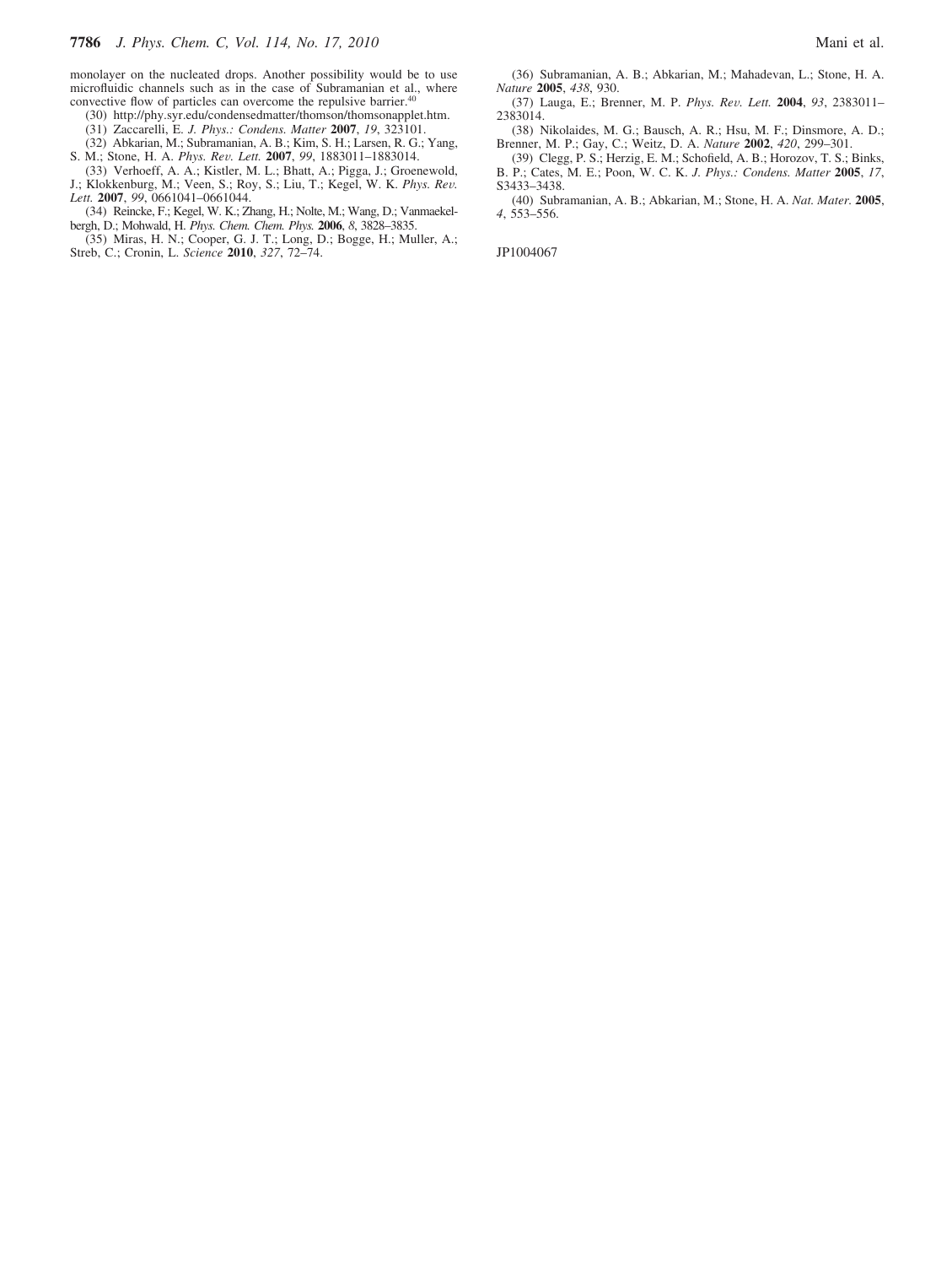monolayer on the nucleated drops. Another possibility would be to use microfluidic channels such as in the case of Subramanian et al., where convective flow of particles can overcome the repulsive barrier.[40]

(30) http://phy.syr.edu/condensedmatter/thomson/thomsonapplet.htm.

(31) Zaccarelli, E. *J. Phys.: Condens. Matter* **2007**, *19*, 323101.

(32) Abkarian, M.; Subramanian, A. B.; Kim, S. H.; Larsen, R. G.; Yang, S. M.; Stone, H. A. *Phys. Rev. Lett.* **2007**, *99*, 1883011–1883014.

(33) Verhoeff, A. A.; Kistler, M. L.; Bhatt, A.; Pigga, J.; Groenewold, J.; Klokkenburg, M.; Veen, S.; Roy, S.; Liu, T.; Kegel, W. K. *Phys. Rev. Lett.* **2007**, *99*, 0661041–0661044.

(34) Reincke, F.; Kegel, W. K.; Zhang, H.; Nolte, M.; Wang, D.; Vanmaekelbergh, D.; Mohwald, H. *Phys. Chem. Chem. Phys.* **2006**, *8*, 3828–3835.

(35) Miras, H. N.; Cooper, G. J. T.; Long, D.; Bogge, H.; Muller, A.; Streb, C.; Cronin, L. *Science* **2010**, *327*, 72–74.

(36) Subramanian, A. B.; Abkarian, M.; Mahadevan, L.; Stone, H. A. *Nature* **2005**, *438*, 930.

(37) Lauga, E.; Brenner, M. P. *Phys. Rev. Lett.* **2004**, *93*, 2383011–2383014.

(38) Nikolaides, M. G.; Bausch, A. R.; Hsu, M. F.; Dinsmore, A. D.; Brenner, M. P.; Gay, C.; Weitz, D. A. *Nature* **2002**, *420*, 299–301.

(39) Clegg, P. S.; Herzig, E. M.; Schofield, A. B.; Horozov, T. S.; Binks, B. P.; Cates, M. E.; Poon, W. C. K. *J. Phys.: Condens. Matter* **2005**, *17*, S3433–3438.

(40) Subramanian, A. B.; Abkarian, M.; Stone, H. A. *Nat. Mater.* **2005**, *4*, 553–556.

JP1004067